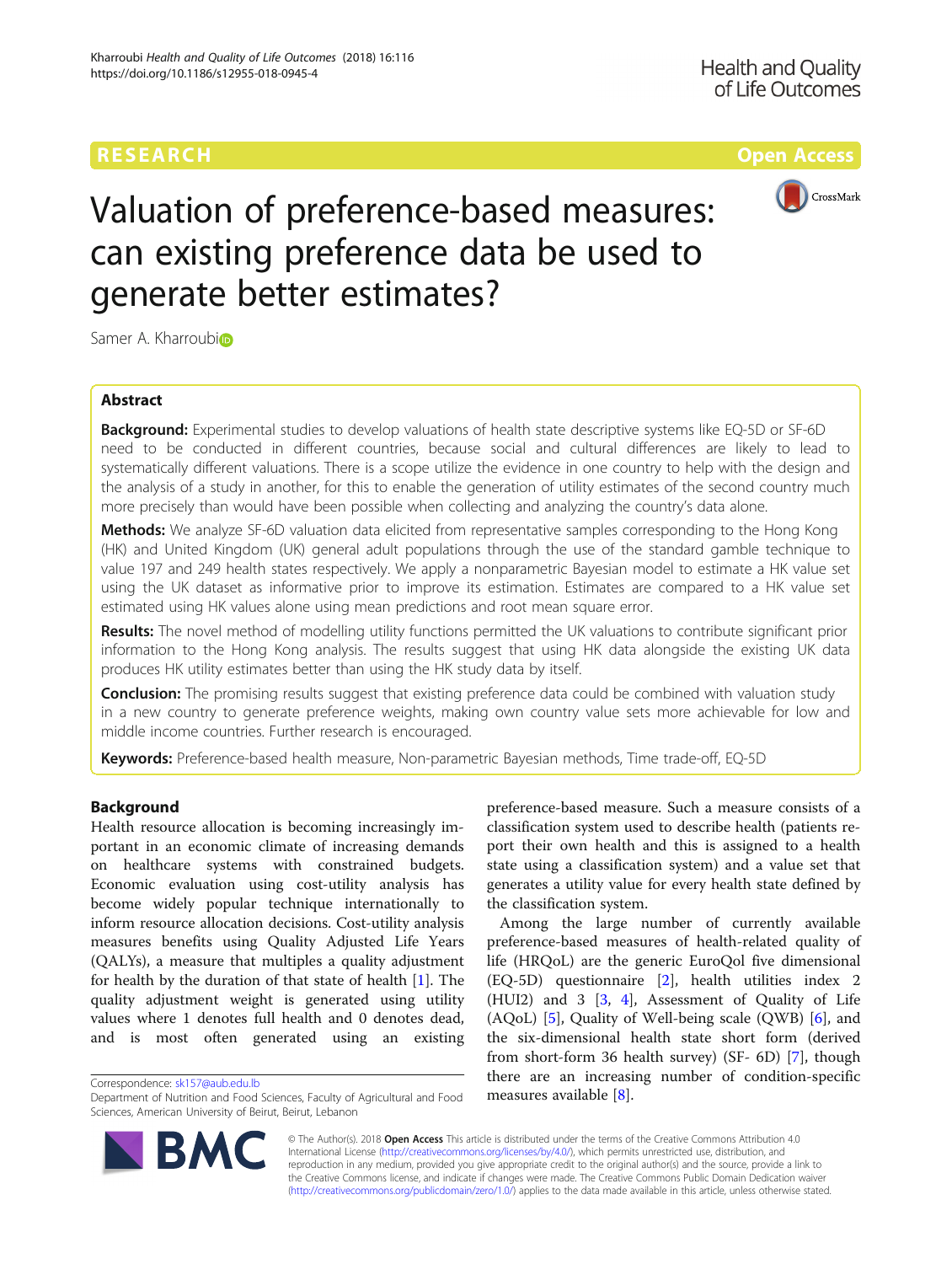RESEARCH

Open Access

# Valuation of preference-based measures: can existing preference data be used to generate better estimates?

Samer A. Kharroubi

## Abstract

**Background:** Experimental studies to develop valuations of health state descriptive systems like EQ-5D or SF-6D need to be conducted in different countries, because social and cultural differences are likely to lead to systematically different valuations. There is a scope utilize the evidence in one country to help with the design and the analysis of a study in another, for this to enable the generation of utility estimates of the second country much more precisely than would have been possible when collecting and analyzing the country's data alone.

**Methods:** We analyze SF-6D valuation data elicited from representative samples corresponding to the Hong Kong (HK) and United Kingdom (UK) general adult populations through the use of the standard gamble technique to value 197 and 249 health states respectively. We apply a nonparametric Bayesian model to estimate a HK value set using the UK dataset as informative prior to improve its estimation. Estimates are compared to a HK value set estimated using HK values alone using mean predictions and root mean square error.

**Results:** The novel method of modelling utility functions permitted the UK valuations to contribute significant prior information to the Hong Kong analysis. The results suggest that using HK data alongside the existing UK data produces HK utility estimates better than using the HK study data by itself.

**Conclusion:** The promising results suggest that existing preference data could be combined with valuation study in a new country to generate preference weights, making own country value sets more achievable for low and middle income countries. Further research is encouraged.

**Keywords:** Preference-based health measure, Non-parametric Bayesian methods, Time trade-off, EQ-5D

## Background

Health resource allocation is becoming increasingly important in an economic climate of increasing demands on healthcare systems with constrained budgets. Economic evaluation using cost-utility analysis has become widely popular technique internationally to inform resource allocation decisions. Cost-utility analysis measures benefits using Quality Adjusted Life Years (QALYs), a measure that multiples a quality adjustment for health by the duration of that state of health [1]. The quality adjustment weight is generated using utility values where 1 denotes full health and 0 denotes dead, and is most often generated using an existing preference-based measure. Such a measure consists of a classification system used to describe health (patients report their own health and this is assigned to a health state using a classification system) and a value set that generates a utility value for every health state defined by the classification system.

Among the large number of currently available preference-based measures of health-related quality of life (HRQoL) are the generic EuroQol five dimensional (EQ-5D) questionnaire [2], health utilities index 2 (HUI2) and 3 [3, 4], Assessment of Quality of Life (AQoL) [5], Quality of Well-being scale (QWB) [6], and the six-dimensional health state short form (derived from short-form 36 health survey) (SF- 6D) [7], though there are an increasing number of condition-specific measures available [8].

Correspondence: sk157@aub.edu.lb
Department of Nutrition and Food Sciences, Faculty of Agricultural and Food Sciences, American University of Beirut, Beirut, Lebanon

© The Author(s). 2018 **Open Access** This article is distributed under the terms of the Creative Commons Attribution 4.0 International License (http://creativecommons.org/licenses/by/4.0/), which permits unrestricted use, distribution, and reproduction in any medium, provided you give appropriate credit to the original author(s) and the source, provide a link to the Creative Commons license, and indicate if changes were made. The Creative Commons Public Domain Dedication waiver (http://creativecommons.org/publicdomain/zero/1.0/) applies to the data made available in this article, unless otherwise stated.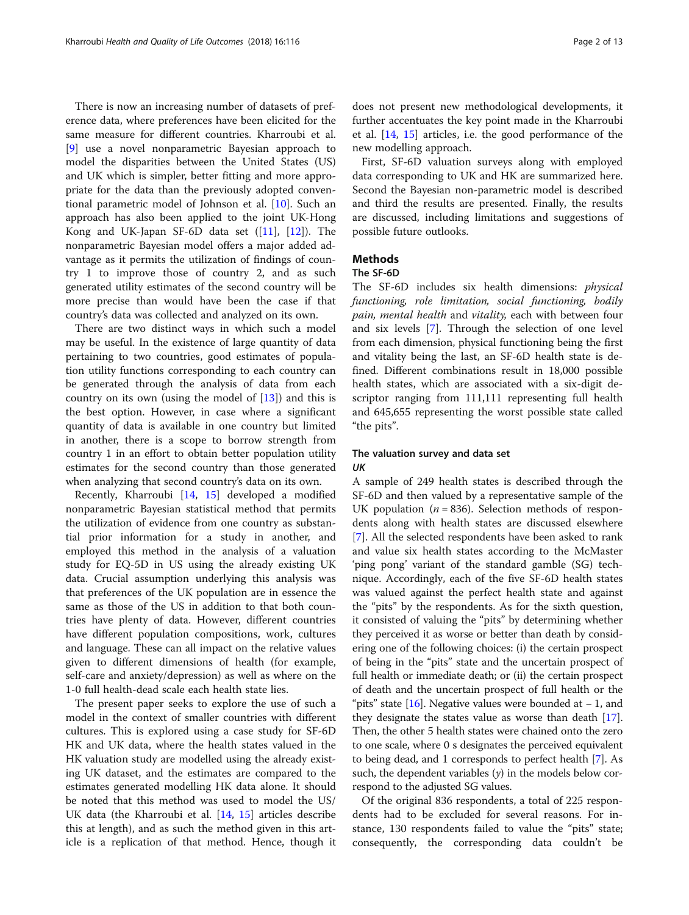There is now an increasing number of datasets of preference data, where preferences have been elicited for the same measure for different countries. Kharroubi et al. [9] use a novel nonparametric Bayesian approach to model the disparities between the United States (US) and UK which is simpler, better fitting and more appropriate for the data than the previously adopted conventional parametric model of Johnson et al. [10]. Such an approach has also been applied to the joint UK-Hong Kong and UK-Japan SF-6D data set ([11], [12]). The nonparametric Bayesian model offers a major added advantage as it permits the utilization of findings of country 1 to improve those of country 2, and as such generated utility estimates of the second country will be more precise than would have been the case if that country's data was collected and analyzed on its own.

There are two distinct ways in which such a model may be useful. In the existence of large quantity of data pertaining to two countries, good estimates of population utility functions corresponding to each country can be generated through the analysis of data from each country on its own (using the model of [13]) and this is the best option. However, in case where a significant quantity of data is available in one country but limited in another, there is a scope to borrow strength from country 1 in an effort to obtain better population utility estimates for the second country than those generated when analyzing that second country's data on its own.

Recently, Kharroubi [14, 15] developed a modified nonparametric Bayesian statistical method that permits the utilization of evidence from one country as substantial prior information for a study in another, and employed this method in the analysis of a valuation study for EQ-5D in US using the already existing UK data. Crucial assumption underlying this analysis was that preferences of the UK population are in essence the same as those of the US in addition to that both countries have plenty of data. However, different countries have different population compositions, work, cultures and language. These can all impact on the relative values given to different dimensions of health (for example, self-care and anxiety/depression) as well as where on the 1-0 full health-dead scale each health state lies.

The present paper seeks to explore the use of such a model in the context of smaller countries with different cultures. This is explored using a case study for SF-6D HK and UK data, where the health states valued in the HK valuation study are modelled using the already existing UK dataset, and the estimates are compared to the estimates generated modelling HK data alone. It should be noted that this method was used to model the US/UK data (the Kharroubi et al. [14, 15] articles describe this at length), and as such the method given in this article is a replication of that method. Hence, though it does not present new methodological developments, it further accentuates the key point made in the Kharroubi et al. [14, 15] articles, i.e. the good performance of the new modelling approach.

First, SF-6D valuation surveys along with employed data corresponding to UK and HK are summarized here. Second the Bayesian non-parametric model is described and third the results are presented. Finally, the results are discussed, including limitations and suggestions of possible future outlooks.

## Methods

### The SF-6D

The SF-6D includes six health dimensions: *physical functioning, role limitation, social functioning, bodily pain, mental health* and *vitality,* each with between four and six levels [7]. Through the selection of one level from each dimension, physical functioning being the first and vitality being the last, an SF-6D health state is defined. Different combinations result in 18,000 possible health states, which are associated with a six-digit descriptor ranging from 111,111 representing full health and 645,655 representing the worst possible state called "the pits".

### The valuation survey and data set

#### *UK*

A sample of 249 health states is described through the SF-6D and then valued by a representative sample of the UK population ($n = 836$). Selection methods of respondents along with health states are discussed elsewhere [7]. All the selected respondents have been asked to rank and value six health states according to the McMaster 'ping pong' variant of the standard gamble (SG) technique. Accordingly, each of the five SF-6D health states was valued against the perfect health state and against the "pits" by the respondents. As for the sixth question, it consisted of valuing the "pits" by determining whether they perceived it as worse or better than death by considering one of the following choices: (i) the certain prospect of being in the "pits" state and the uncertain prospect of full health or immediate death; or (ii) the certain prospect of death and the uncertain prospect of full health or the "pits" state [16]. Negative values were bounded at − 1, and they designate the states value as worse than death [17]. Then, the other 5 health states were chained onto the zero to one scale, where 0 s designates the perceived equivalent to being dead, and 1 corresponds to perfect health [7]. As such, the dependent variables ($y$) in the models below correspond to the adjusted SG values.

Of the original 836 respondents, a total of 225 respondents had to be excluded for several reasons. For instance, 130 respondents failed to value the "pits" state; consequently, the corresponding data couldn't be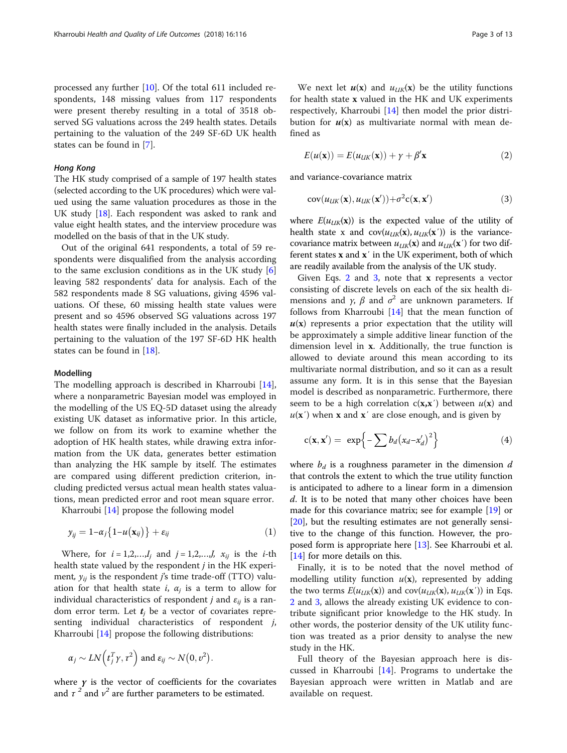processed any further [10]. Of the total 611 included respondents, 148 missing values from 117 respondents were present thereby resulting in a total of 3518 observed SG valuations across the 249 health states. Details pertaining to the valuation of the 249 SF-6D UK health states can be found in [7].

### *Hong Kong*

The HK study comprised of a sample of 197 health states (selected according to the UK procedures) which were valued using the same valuation procedures as those in the UK study [18]. Each respondent was asked to rank and value eight health states, and the interview procedure was modelled on the basis of that in the UK study.

Out of the original 641 respondents, a total of 59 respondents were disqualified from the analysis according to the same exclusion conditions as in the UK study [6] leaving 582 respondents' data for analysis. Each of the 582 respondents made 8 SG valuations, giving 4596 valuations. Of these, 60 missing health state values were present and so 4596 observed SG valuations across 197 health states were finally included in the analysis. Details pertaining to the valuation of the 197 SF-6D HK health states can be found in [18].

## Modelling

The modelling approach is described in Kharroubi [14], where a nonparametric Bayesian model was employed in the modelling of the US EQ-5D dataset using the already existing UK dataset as informative prior. In this article, we follow on from its work to examine whether the adoption of HK health states, while drawing extra information from the UK data, generates better estimation than analyzing the HK sample by itself. The estimates are compared using different prediction criterion, including predicted versus actual mean health states valuations, mean predicted error and root mean square error.

Kharroubi [14] propose the following model

$$y_{ij} = 1 - \alpha_j\{1 - u(\mathbf{x}_{ij})\} + \varepsilon_{ij} \tag{1}$$

Where, for $i = 1,2,\ldots,I_j$ and $j = 1,2,\ldots,J$, $x_{ij}$ is the $i$-th health state valued by the respondent $j$ in the HK experiment, $y_{ij}$ is the respondent $j$'s time trade-off (TTO) valuation for that health state $i$, $\alpha_j$ is a term to allow for individual characteristics of respondent $j$ and $\varepsilon_{ij}$ is a random error term. Let $\boldsymbol{t}_j$ be a vector of covariates representing individual characteristics of respondent $j$, Kharroubi [14] propose the following distributions:

$$\alpha_j \sim LN\left(t_j^T \gamma, \tau^2\right) \text{ and } \varepsilon_{ij} \sim N\left(0, \upsilon^2\right).$$

where $\boldsymbol{\gamma}$ is the vector of coefficients for the covariates and $\tau^2$ and $\upsilon^2$ are further parameters to be estimated.

We next let $\boldsymbol{u}(\mathbf{x})$ and $u_{UK}(\mathbf{x})$ be the utility functions for health state $\mathbf{x}$ valued in the HK and UK experiments respectively, Kharroubi [14] then model the prior distribution for $\boldsymbol{u}(\mathbf{x})$ as multivariate normal with mean defined as

$$E(u(\mathbf{x})) = E(u_{UK}(\mathbf{x})) + \gamma + \beta'\mathbf{x} \tag{2}$$

and variance-covariance matrix

$$\text{cov}(u_{UK}(\mathbf{x}), u_{UK}(\mathbf{x}')) + \sigma^2 \text{c}(\mathbf{x}, \mathbf{x}') \tag{3}$$

where $E(u_{UK}(\mathbf{x}))$ is the expected value of the utility of health state x and $\text{cov}(u_{UK}(\mathbf{x}), u_{UK}(\mathbf{x}'))$ is the variance-covariance matrix between $u_{UK}(\mathbf{x})$ and $u_{UK}(\mathbf{x}')$ for two different states $\mathbf{x}$ and $\mathbf{x}'$ in the UK experiment, both of which are readily available from the analysis of the UK study.

Given Eqs. 2 and 3, note that $\mathbf{x}$ represents a vector consisting of discrete levels on each of the six health dimensions and $\gamma$, $\beta$ and $\sigma^2$ are unknown parameters. If follows from Kharroubi [14] that the mean function of $\boldsymbol{u}(\mathbf{x})$ represents a prior expectation that the utility will be approximately a simple additive linear function of the dimension level in $\mathbf{x}$. Additionally, the true function is allowed to deviate around this mean according to its multivariate normal distribution, and so it can as a result assume any form. It is in this sense that the Bayesian model is described as nonparametric. Furthermore, there seem to be a high correlation $\text{c}(\mathbf{x},\mathbf{x}')$ between $u(\mathbf{x})$ and $u(\mathbf{x}')$ when $\mathbf{x}$ and $\mathbf{x}'$ are close enough, and is given by

$$\text{c}(\mathbf{x}, \mathbf{x}') = \exp\left\{-\sum b_d \left(x_d - x_d'\right)^2\right\} \tag{4}$$

where $b_d$ is a roughness parameter in the dimension $d$ that controls the extent to which the true utility function is anticipated to adhere to a linear form in a dimension $d$. It is to be noted that many other choices have been made for this covariance matrix; see for example [19] or [20], but the resulting estimates are not generally sensitive to the change of this function. However, the proposed form is appropriate here [13]. See Kharroubi et al. [14] for more details on this.

Finally, it is to be noted that the novel method of modelling utility function $u(\mathbf{x})$, represented by adding the two terms $E(u_{UK}(\mathbf{x}))$ and $\text{cov}(u_{UK}(\mathbf{x}), u_{UK}(\mathbf{x}'))$ in Eqs. 2 and 3, allows the already existing UK evidence to contribute significant prior knowledge to the HK study. In other words, the posterior density of the UK utility function was treated as a prior density to analyse the new study in the HK.

Full theory of the Bayesian approach here is discussed in Kharroubi [14]. Programs to undertake the Bayesian approach were written in Matlab and are available on request.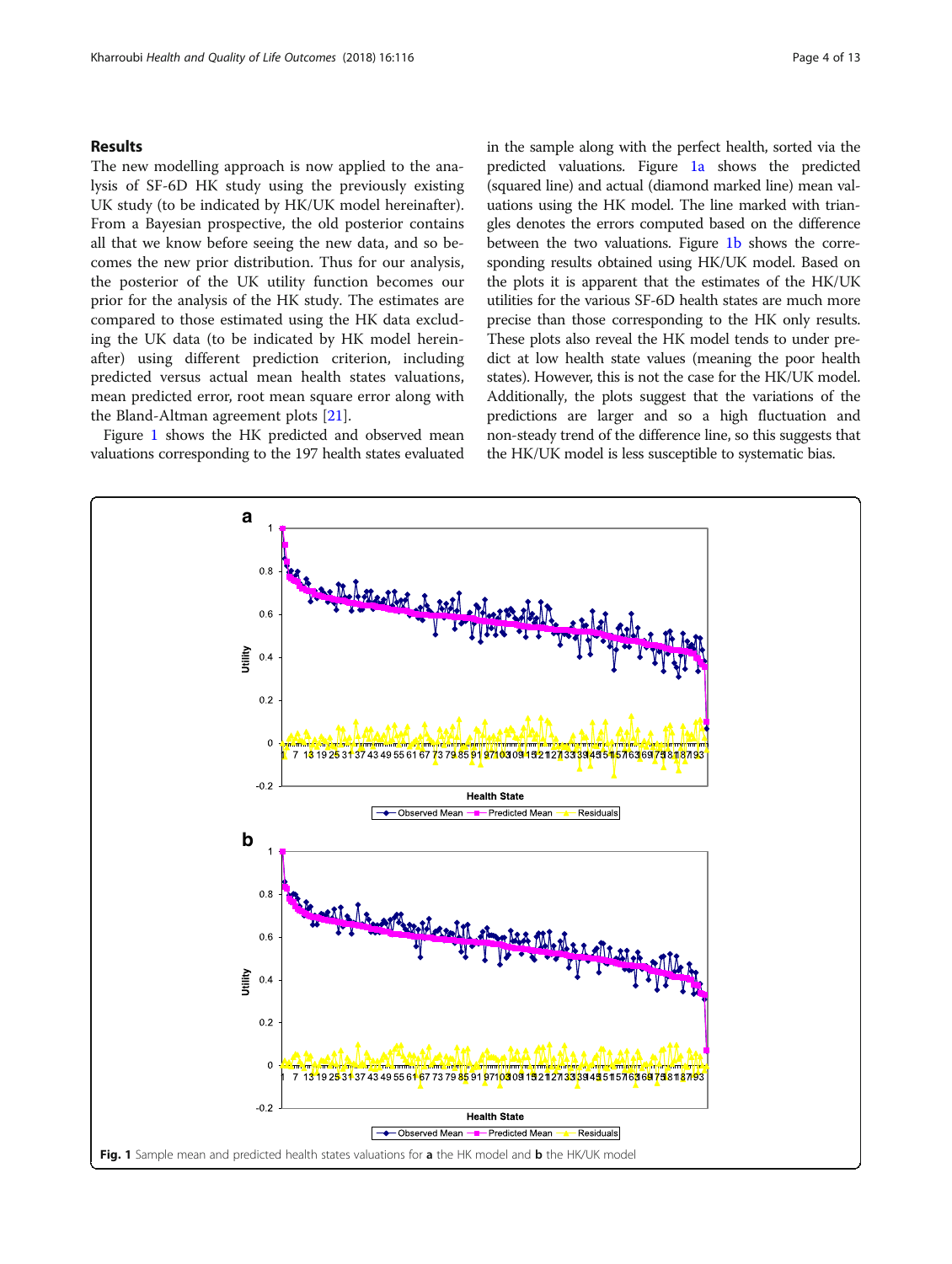## Results

The new modelling approach is now applied to the analysis of SF-6D HK study using the previously existing UK study (to be indicated by HK/UK model hereinafter). From a Bayesian prospective, the old posterior contains all that we know before seeing the new data, and so becomes the new prior distribution. Thus for our analysis, the posterior of the UK utility function becomes our prior for the analysis of the HK study. The estimates are compared to those estimated using the HK data excluding the UK data (to be indicated by HK model hereinafter) using different prediction criterion, including predicted versus actual mean health states valuations, mean predicted error, root mean square error along with the Bland-Altman agreement plots [21].

Figure 1 shows the HK predicted and observed mean valuations corresponding to the 197 health states evaluated in the sample along with the perfect health, sorted via the predicted valuations. Figure 1a shows the predicted (squared line) and actual (diamond marked line) mean valuations using the HK model. The line marked with triangles denotes the errors computed based on the difference between the two valuations. Figure 1b shows the corresponding results obtained using HK/UK model. Based on the plots it is apparent that the estimates of the HK/UK utilities for the various SF-6D health states are much more precise than those corresponding to the HK only results. These plots also reveal the HK model tends to under predict at low health state values (meaning the poor health states). However, this is not the case for the HK/UK model. Additionally, the plots suggest that the variations of the predictions are larger and so a high fluctuation and non-steady trend of the difference line, so this suggests that the HK/UK model is less susceptible to systematic bias.

**Fig. 1** Sample mean and predicted health states valuations for **a** the HK model and **b** the HK/UK model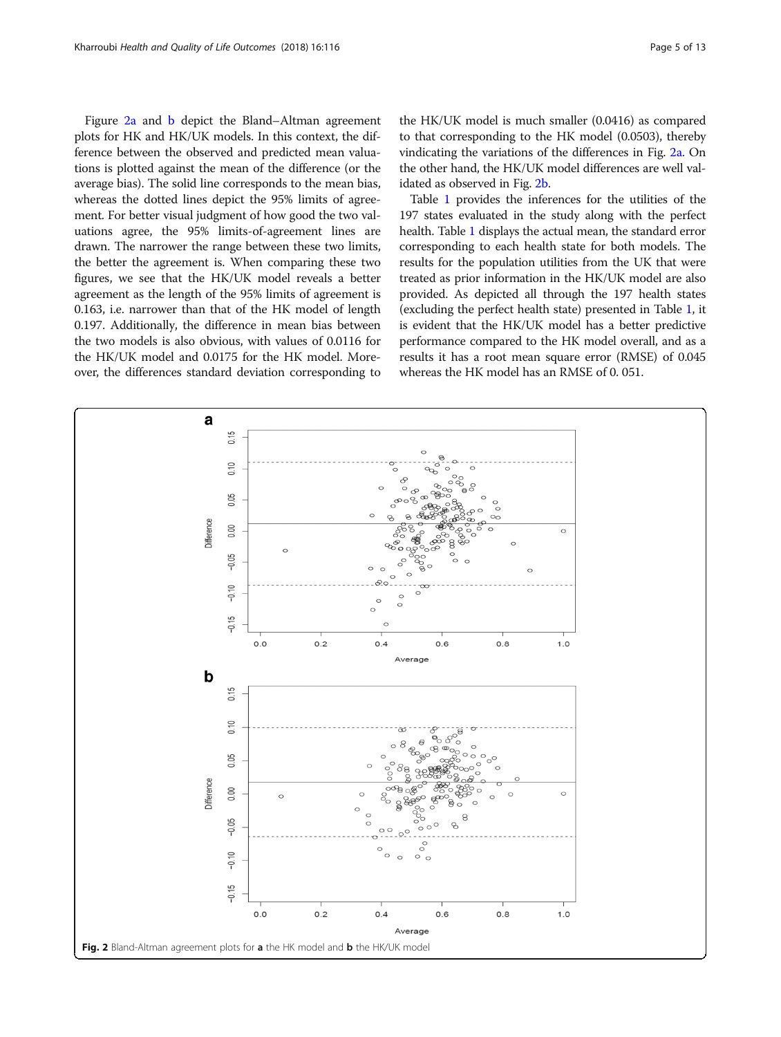Figure 2a and b depict the Bland–Altman agreement plots for HK and HK/UK models. In this context, the difference between the observed and predicted mean valuations is plotted against the mean of the difference (or the average bias). The solid line corresponds to the mean bias, whereas the dotted lines depict the 95% limits of agreement. For better visual judgment of how good the two valuations agree, the 95% limits-of-agreement lines are drawn. The narrower the range between these two limits, the better the agreement is. When comparing these two figures, we see that the HK/UK model reveals a better agreement as the length of the 95% limits of agreement is 0.163, i.e. narrower than that of the HK model of length 0.197. Additionally, the difference in mean bias between the two models is also obvious, with values of 0.0116 for the HK/UK model and 0.0175 for the HK model. Moreover, the differences standard deviation corresponding to the HK/UK model is much smaller (0.0416) as compared to that corresponding to the HK model (0.0503), thereby vindicating the variations of the differences in Fig. 2a. On the other hand, the HK/UK model differences are well validated as observed in Fig. 2b.

Table 1 provides the inferences for the utilities of the 197 states evaluated in the study along with the perfect health. Table 1 displays the actual mean, the standard error corresponding to each health state for both models. The results for the population utilities from the UK that were treated as prior information in the HK/UK model are also provided. As depicted all through the 197 health states (excluding the perfect health state) presented in Table 1, it is evident that the HK/UK model has a better predictive performance compared to the HK model overall, and as a results it has a root mean square error (RMSE) of 0.045 whereas the HK model has an RMSE of 0. 051.

**Fig. 2** Bland-Altman agreement plots for **a** the HK model and **b** the HK/UK model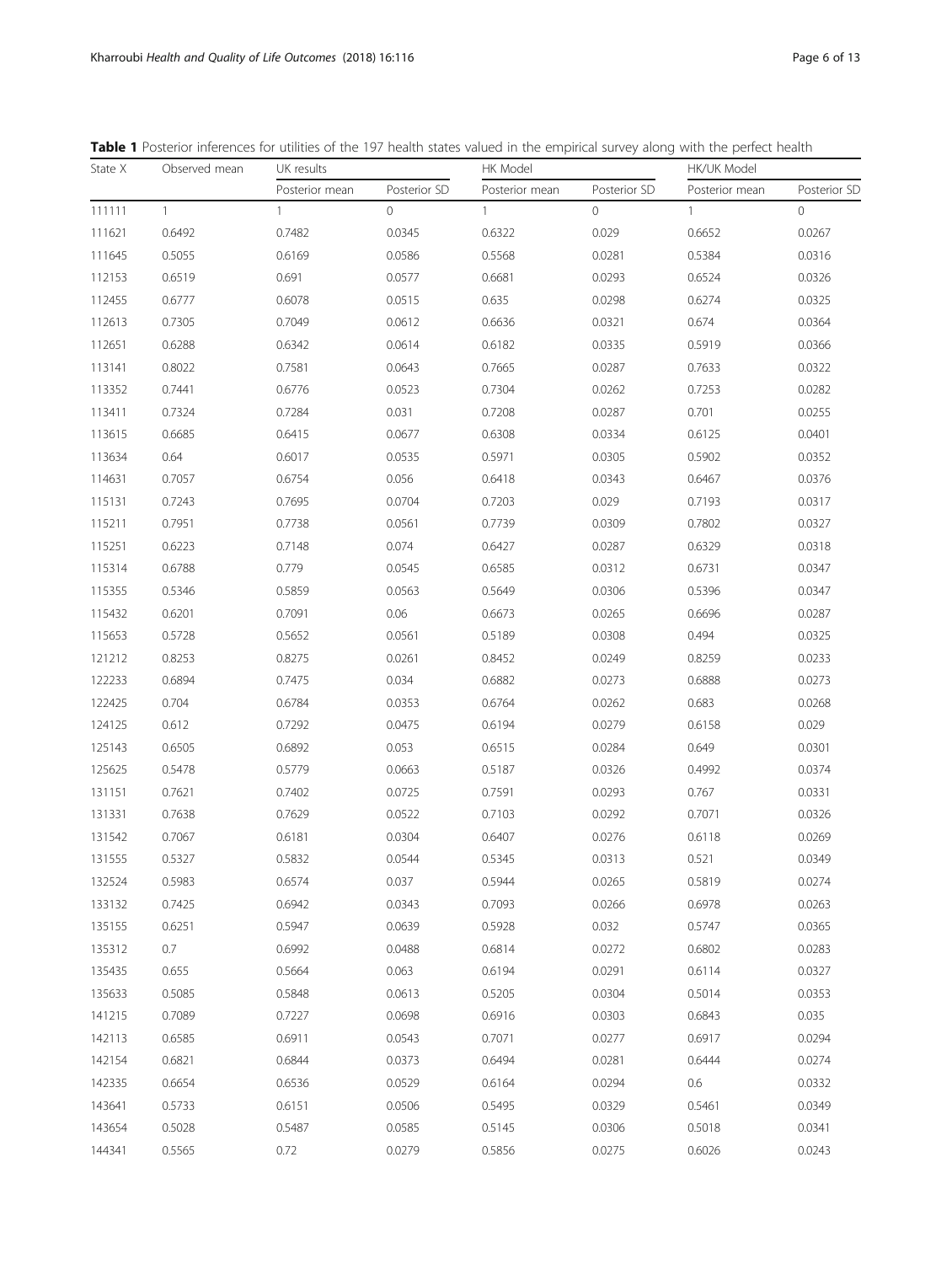**Table 1** Posterior inferences for utilities of the 197 health states valued in the empirical survey along with the perfect health

| State X | Observed mean | UK results | | HK Model | | HK/UK Model | |
|---|---|---|---|---|---|---|---|
| | | Posterior mean | Posterior SD | Posterior mean | Posterior SD | Posterior mean | Posterior SD |
| 111111 | 1 | 1 | 0 | 1 | 0 | 1 | 0 |
| 111621 | 0.6492 | 0.7482 | 0.0345 | 0.6322 | 0.029 | 0.6652 | 0.0267 |
| 111645 | 0.5055 | 0.6169 | 0.0586 | 0.5568 | 0.0281 | 0.5384 | 0.0316 |
| 112153 | 0.6519 | 0.691 | 0.0577 | 0.6681 | 0.0293 | 0.6524 | 0.0326 |
| 112455 | 0.6777 | 0.6078 | 0.0515 | 0.635 | 0.0298 | 0.6274 | 0.0325 |
| 112613 | 0.7305 | 0.7049 | 0.0612 | 0.6636 | 0.0321 | 0.674 | 0.0364 |
| 112651 | 0.6288 | 0.6342 | 0.0614 | 0.6182 | 0.0335 | 0.5919 | 0.0366 |
| 113141 | 0.8022 | 0.7581 | 0.0643 | 0.7665 | 0.0287 | 0.7633 | 0.0322 |
| 113352 | 0.7441 | 0.6776 | 0.0523 | 0.7304 | 0.0262 | 0.7253 | 0.0282 |
| 113411 | 0.7324 | 0.7284 | 0.031 | 0.7208 | 0.0287 | 0.701 | 0.0255 |
| 113615 | 0.6685 | 0.6415 | 0.0677 | 0.6308 | 0.0334 | 0.6125 | 0.0401 |
| 113634 | 0.64 | 0.6017 | 0.0535 | 0.5971 | 0.0305 | 0.5902 | 0.0352 |
| 114631 | 0.7057 | 0.6754 | 0.056 | 0.6418 | 0.0343 | 0.6467 | 0.0376 |
| 115131 | 0.7243 | 0.7695 | 0.0704 | 0.7203 | 0.029 | 0.7193 | 0.0317 |
| 115211 | 0.7951 | 0.7738 | 0.0561 | 0.7739 | 0.0309 | 0.7802 | 0.0327 |
| 115251 | 0.6223 | 0.7148 | 0.074 | 0.6427 | 0.0287 | 0.6329 | 0.0318 |
| 115314 | 0.6788 | 0.779 | 0.0545 | 0.6585 | 0.0312 | 0.6731 | 0.0347 |
| 115355 | 0.5346 | 0.5859 | 0.0563 | 0.5649 | 0.0306 | 0.5396 | 0.0347 |
| 115432 | 0.6201 | 0.7091 | 0.06 | 0.6673 | 0.0265 | 0.6696 | 0.0287 |
| 115653 | 0.5728 | 0.5652 | 0.0561 | 0.5189 | 0.0308 | 0.494 | 0.0325 |
| 121212 | 0.8253 | 0.8275 | 0.0261 | 0.8452 | 0.0249 | 0.8259 | 0.0233 |
| 122233 | 0.6894 | 0.7475 | 0.034 | 0.6882 | 0.0273 | 0.6888 | 0.0273 |
| 122425 | 0.704 | 0.6784 | 0.0353 | 0.6764 | 0.0262 | 0.683 | 0.0268 |
| 124125 | 0.612 | 0.7292 | 0.0475 | 0.6194 | 0.0279 | 0.6158 | 0.029 |
| 125143 | 0.6505 | 0.6892 | 0.053 | 0.6515 | 0.0284 | 0.649 | 0.0301 |
| 125625 | 0.5478 | 0.5779 | 0.0663 | 0.5187 | 0.0326 | 0.4992 | 0.0374 |
| 131151 | 0.7621 | 0.7402 | 0.0725 | 0.7591 | 0.0293 | 0.767 | 0.0331 |
| 131331 | 0.7638 | 0.7629 | 0.0522 | 0.7103 | 0.0292 | 0.7071 | 0.0326 |
| 131542 | 0.7067 | 0.6181 | 0.0304 | 0.6407 | 0.0276 | 0.6118 | 0.0269 |
| 131555 | 0.5327 | 0.5832 | 0.0544 | 0.5345 | 0.0313 | 0.521 | 0.0349 |
| 132524 | 0.5983 | 0.6574 | 0.037 | 0.5944 | 0.0265 | 0.5819 | 0.0274 |
| 133132 | 0.7425 | 0.6942 | 0.0343 | 0.7093 | 0.0266 | 0.6978 | 0.0263 |
| 135155 | 0.6251 | 0.5947 | 0.0639 | 0.5928 | 0.032 | 0.5747 | 0.0365 |
| 135312 | 0.7 | 0.6992 | 0.0488 | 0.6814 | 0.0272 | 0.6802 | 0.0283 |
| 135435 | 0.655 | 0.5664 | 0.063 | 0.6194 | 0.0291 | 0.6114 | 0.0327 |
| 135633 | 0.5085 | 0.5848 | 0.0613 | 0.5205 | 0.0304 | 0.5014 | 0.0353 |
| 141215 | 0.7089 | 0.7227 | 0.0698 | 0.6916 | 0.0303 | 0.6843 | 0.035 |
| 142113 | 0.6585 | 0.6911 | 0.0543 | 0.7071 | 0.0277 | 0.6917 | 0.0294 |
| 142154 | 0.6821 | 0.6844 | 0.0373 | 0.6494 | 0.0281 | 0.6444 | 0.0274 |
| 142335 | 0.6654 | 0.6536 | 0.0529 | 0.6164 | 0.0294 | 0.6 | 0.0332 |
| 143641 | 0.5733 | 0.6151 | 0.0506 | 0.5495 | 0.0329 | 0.5461 | 0.0349 |
| 143654 | 0.5028 | 0.5487 | 0.0585 | 0.5145 | 0.0306 | 0.5018 | 0.0341 |
| 144341 | 0.5565 | 0.72 | 0.0279 | 0.5856 | 0.0275 | 0.6026 | 0.0243 |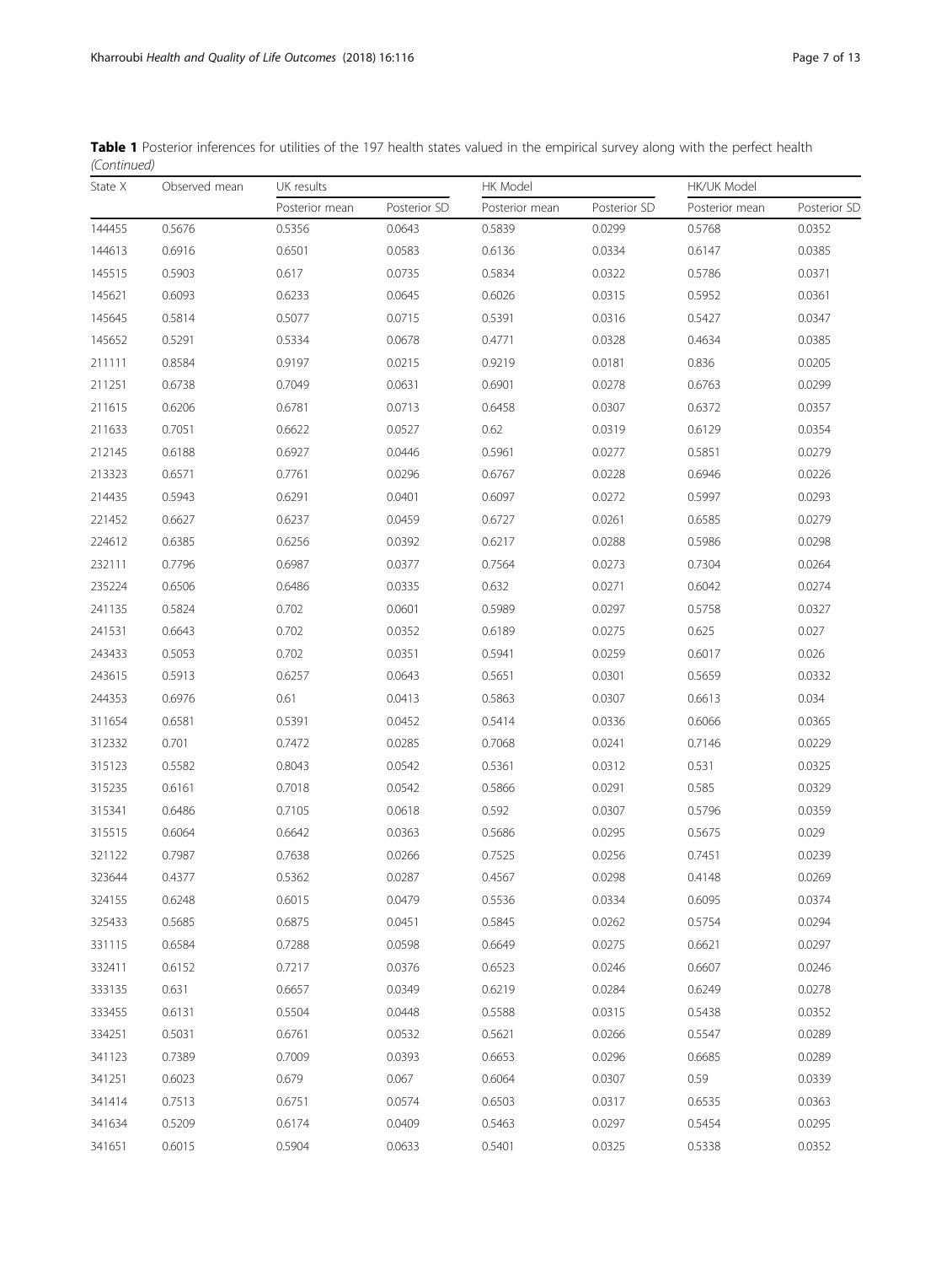**Table 1** Posterior inferences for utilities of the 197 health states valued in the empirical survey along with the perfect health *(Continued)*

| State X | Observed mean | UK results | | HK Model | | HK/UK Model | |
|---|---|---|---|---|---|---|---|
| | | Posterior mean | Posterior SD | Posterior mean | Posterior SD | Posterior mean | Posterior SD |
| 144455 | 0.5676 | 0.5356 | 0.0643 | 0.5839 | 0.0299 | 0.5768 | 0.0352 |
| 144613 | 0.6916 | 0.6501 | 0.0583 | 0.6136 | 0.0334 | 0.6147 | 0.0385 |
| 145515 | 0.5903 | 0.617 | 0.0735 | 0.5834 | 0.0322 | 0.5786 | 0.0371 |
| 145621 | 0.6093 | 0.6233 | 0.0645 | 0.6026 | 0.0315 | 0.5952 | 0.0361 |
| 145645 | 0.5814 | 0.5077 | 0.0715 | 0.5391 | 0.0316 | 0.5427 | 0.0347 |
| 145652 | 0.5291 | 0.5334 | 0.0678 | 0.4771 | 0.0328 | 0.4634 | 0.0385 |
| 211111 | 0.8584 | 0.9197 | 0.0215 | 0.9219 | 0.0181 | 0.836 | 0.0205 |
| 211251 | 0.6738 | 0.7049 | 0.0631 | 0.6901 | 0.0278 | 0.6763 | 0.0299 |
| 211615 | 0.6206 | 0.6781 | 0.0713 | 0.6458 | 0.0307 | 0.6372 | 0.0357 |
| 211633 | 0.7051 | 0.6622 | 0.0527 | 0.62 | 0.0319 | 0.6129 | 0.0354 |
| 212145 | 0.6188 | 0.6927 | 0.0446 | 0.5961 | 0.0277 | 0.5851 | 0.0279 |
| 213323 | 0.6571 | 0.7761 | 0.0296 | 0.6767 | 0.0228 | 0.6946 | 0.0226 |
| 214435 | 0.5943 | 0.6291 | 0.0401 | 0.6097 | 0.0272 | 0.5997 | 0.0293 |
| 221452 | 0.6627 | 0.6237 | 0.0459 | 0.6727 | 0.0261 | 0.6585 | 0.0279 |
| 224612 | 0.6385 | 0.6256 | 0.0392 | 0.6217 | 0.0288 | 0.5986 | 0.0298 |
| 232111 | 0.7796 | 0.6987 | 0.0377 | 0.7564 | 0.0273 | 0.7304 | 0.0264 |
| 235224 | 0.6506 | 0.6486 | 0.0335 | 0.632 | 0.0271 | 0.6042 | 0.0274 |
| 241135 | 0.5824 | 0.702 | 0.0601 | 0.5989 | 0.0297 | 0.5758 | 0.0327 |
| 241531 | 0.6643 | 0.702 | 0.0352 | 0.6189 | 0.0275 | 0.625 | 0.027 |
| 243433 | 0.5053 | 0.702 | 0.0351 | 0.5941 | 0.0259 | 0.6017 | 0.026 |
| 243615 | 0.5913 | 0.6257 | 0.0643 | 0.5651 | 0.0301 | 0.5659 | 0.0332 |
| 244353 | 0.6976 | 0.61 | 0.0413 | 0.5863 | 0.0307 | 0.6613 | 0.034 |
| 311654 | 0.6581 | 0.5391 | 0.0452 | 0.5414 | 0.0336 | 0.6066 | 0.0365 |
| 312332 | 0.701 | 0.7472 | 0.0285 | 0.7068 | 0.0241 | 0.7146 | 0.0229 |
| 315123 | 0.5582 | 0.8043 | 0.0542 | 0.5361 | 0.0312 | 0.531 | 0.0325 |
| 315235 | 0.6161 | 0.7018 | 0.0542 | 0.5866 | 0.0291 | 0.585 | 0.0329 |
| 315341 | 0.6486 | 0.7105 | 0.0618 | 0.592 | 0.0307 | 0.5796 | 0.0359 |
| 315515 | 0.6064 | 0.6642 | 0.0363 | 0.5686 | 0.0295 | 0.5675 | 0.029 |
| 321122 | 0.7987 | 0.7638 | 0.0266 | 0.7525 | 0.0256 | 0.7451 | 0.0239 |
| 323644 | 0.4377 | 0.5362 | 0.0287 | 0.4567 | 0.0298 | 0.4148 | 0.0269 |
| 324155 | 0.6248 | 0.6015 | 0.0479 | 0.5536 | 0.0334 | 0.6095 | 0.0374 |
| 325433 | 0.5685 | 0.6875 | 0.0451 | 0.5845 | 0.0262 | 0.5754 | 0.0294 |
| 331115 | 0.6584 | 0.7288 | 0.0598 | 0.6649 | 0.0275 | 0.6621 | 0.0297 |
| 332411 | 0.6152 | 0.7217 | 0.0376 | 0.6523 | 0.0246 | 0.6607 | 0.0246 |
| 333135 | 0.631 | 0.6657 | 0.0349 | 0.6219 | 0.0284 | 0.6249 | 0.0278 |
| 333455 | 0.6131 | 0.5504 | 0.0448 | 0.5588 | 0.0315 | 0.5438 | 0.0352 |
| 334251 | 0.5031 | 0.6761 | 0.0532 | 0.5621 | 0.0266 | 0.5547 | 0.0289 |
| 341123 | 0.7389 | 0.7009 | 0.0393 | 0.6653 | 0.0296 | 0.6685 | 0.0289 |
| 341251 | 0.6023 | 0.679 | 0.067 | 0.6064 | 0.0307 | 0.59 | 0.0339 |
| 341414 | 0.7513 | 0.6751 | 0.0574 | 0.6503 | 0.0317 | 0.6535 | 0.0363 |
| 341634 | 0.5209 | 0.6174 | 0.0409 | 0.5463 | 0.0297 | 0.5454 | 0.0295 |
| 341651 | 0.6015 | 0.5904 | 0.0633 | 0.5401 | 0.0325 | 0.5338 | 0.0352 |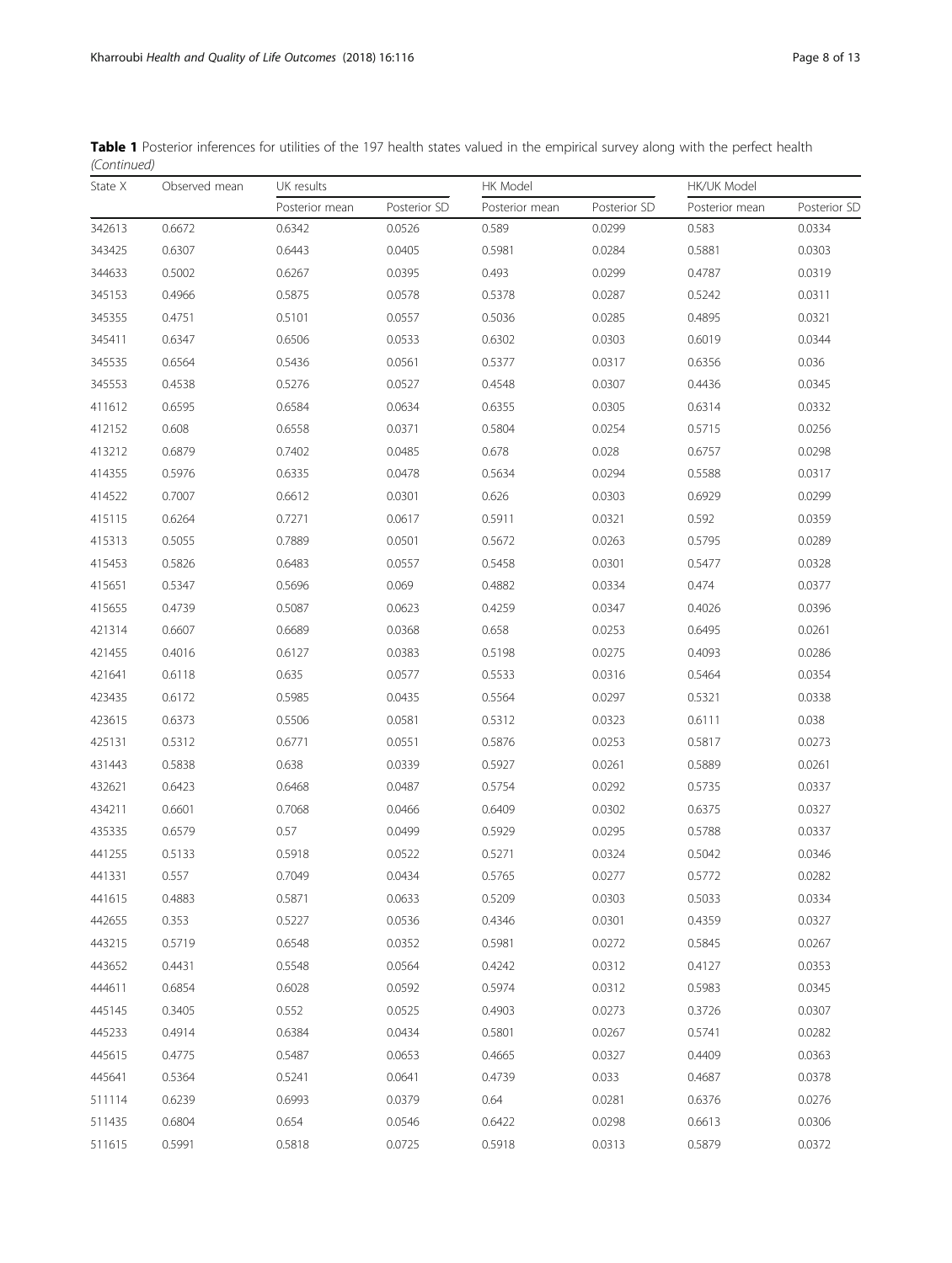**Table 1** Posterior inferences for utilities of the 197 health states valued in the empirical survey along with the perfect health *(Continued)*

| State X | Observed mean | UK results | | HK Model | | HK/UK Model | |
|---|---|---|---|---|---|---|---|
| | | Posterior mean | Posterior SD | Posterior mean | Posterior SD | Posterior mean | Posterior SD |
| 342613 | 0.6672 | 0.6342 | 0.0526 | 0.589 | 0.0299 | 0.583 | 0.0334 |
| 343425 | 0.6307 | 0.6443 | 0.0405 | 0.5981 | 0.0284 | 0.5881 | 0.0303 |
| 344633 | 0.5002 | 0.6267 | 0.0395 | 0.493 | 0.0299 | 0.4787 | 0.0319 |
| 345153 | 0.4966 | 0.5875 | 0.0578 | 0.5378 | 0.0287 | 0.5242 | 0.0311 |
| 345355 | 0.4751 | 0.5101 | 0.0557 | 0.5036 | 0.0285 | 0.4895 | 0.0321 |
| 345411 | 0.6347 | 0.6506 | 0.0533 | 0.6302 | 0.0303 | 0.6019 | 0.0344 |
| 345535 | 0.6564 | 0.5436 | 0.0561 | 0.5377 | 0.0317 | 0.6356 | 0.036 |
| 345553 | 0.4538 | 0.5276 | 0.0527 | 0.4548 | 0.0307 | 0.4436 | 0.0345 |
| 411612 | 0.6595 | 0.6584 | 0.0634 | 0.6355 | 0.0305 | 0.6314 | 0.0332 |
| 412152 | 0.608 | 0.6558 | 0.0371 | 0.5804 | 0.0254 | 0.5715 | 0.0256 |
| 413212 | 0.6879 | 0.7402 | 0.0485 | 0.678 | 0.028 | 0.6757 | 0.0298 |
| 414355 | 0.5976 | 0.6335 | 0.0478 | 0.5634 | 0.0294 | 0.5588 | 0.0317 |
| 414522 | 0.7007 | 0.6612 | 0.0301 | 0.626 | 0.0303 | 0.6929 | 0.0299 |
| 415115 | 0.6264 | 0.7271 | 0.0617 | 0.5911 | 0.0321 | 0.592 | 0.0359 |
| 415313 | 0.5055 | 0.7889 | 0.0501 | 0.5672 | 0.0263 | 0.5795 | 0.0289 |
| 415453 | 0.5826 | 0.6483 | 0.0557 | 0.5458 | 0.0301 | 0.5477 | 0.0328 |
| 415651 | 0.5347 | 0.5696 | 0.069 | 0.4882 | 0.0334 | 0.474 | 0.0377 |
| 415655 | 0.4739 | 0.5087 | 0.0623 | 0.4259 | 0.0347 | 0.4026 | 0.0396 |
| 421314 | 0.6607 | 0.6689 | 0.0368 | 0.658 | 0.0253 | 0.6495 | 0.0261 |
| 421455 | 0.4016 | 0.6127 | 0.0383 | 0.5198 | 0.0275 | 0.4093 | 0.0286 |
| 421641 | 0.6118 | 0.635 | 0.0577 | 0.5533 | 0.0316 | 0.5464 | 0.0354 |
| 423435 | 0.6172 | 0.5985 | 0.0435 | 0.5564 | 0.0297 | 0.5321 | 0.0338 |
| 423615 | 0.6373 | 0.5506 | 0.0581 | 0.5312 | 0.0323 | 0.6111 | 0.038 |
| 425131 | 0.5312 | 0.6771 | 0.0551 | 0.5876 | 0.0253 | 0.5817 | 0.0273 |
| 431443 | 0.5838 | 0.638 | 0.0339 | 0.5927 | 0.0261 | 0.5889 | 0.0261 |
| 432621 | 0.6423 | 0.6468 | 0.0487 | 0.5754 | 0.0292 | 0.5735 | 0.0337 |
| 434211 | 0.6601 | 0.7068 | 0.0466 | 0.6409 | 0.0302 | 0.6375 | 0.0327 |
| 435335 | 0.6579 | 0.57 | 0.0499 | 0.5929 | 0.0295 | 0.5788 | 0.0337 |
| 441255 | 0.5133 | 0.5918 | 0.0522 | 0.5271 | 0.0324 | 0.5042 | 0.0346 |
| 441331 | 0.557 | 0.7049 | 0.0434 | 0.5765 | 0.0277 | 0.5772 | 0.0282 |
| 441615 | 0.4883 | 0.5871 | 0.0633 | 0.5209 | 0.0303 | 0.5033 | 0.0334 |
| 442655 | 0.353 | 0.5227 | 0.0536 | 0.4346 | 0.0301 | 0.4359 | 0.0327 |
| 443215 | 0.5719 | 0.6548 | 0.0352 | 0.5981 | 0.0272 | 0.5845 | 0.0267 |
| 443652 | 0.4431 | 0.5548 | 0.0564 | 0.4242 | 0.0312 | 0.4127 | 0.0353 |
| 444611 | 0.6854 | 0.6028 | 0.0592 | 0.5974 | 0.0312 | 0.5983 | 0.0345 |
| 445145 | 0.3405 | 0.552 | 0.0525 | 0.4903 | 0.0273 | 0.3726 | 0.0307 |
| 445233 | 0.4914 | 0.6384 | 0.0434 | 0.5801 | 0.0267 | 0.5741 | 0.0282 |
| 445615 | 0.4775 | 0.5487 | 0.0653 | 0.4665 | 0.0327 | 0.4409 | 0.0363 |
| 445641 | 0.5364 | 0.5241 | 0.0641 | 0.4739 | 0.033 | 0.4687 | 0.0378 |
| 511114 | 0.6239 | 0.6993 | 0.0379 | 0.64 | 0.0281 | 0.6376 | 0.0276 |
| 511435 | 0.6804 | 0.654 | 0.0546 | 0.6422 | 0.0298 | 0.6613 | 0.0306 |
| 511615 | 0.5991 | 0.5818 | 0.0725 | 0.5918 | 0.0313 | 0.5879 | 0.0372 |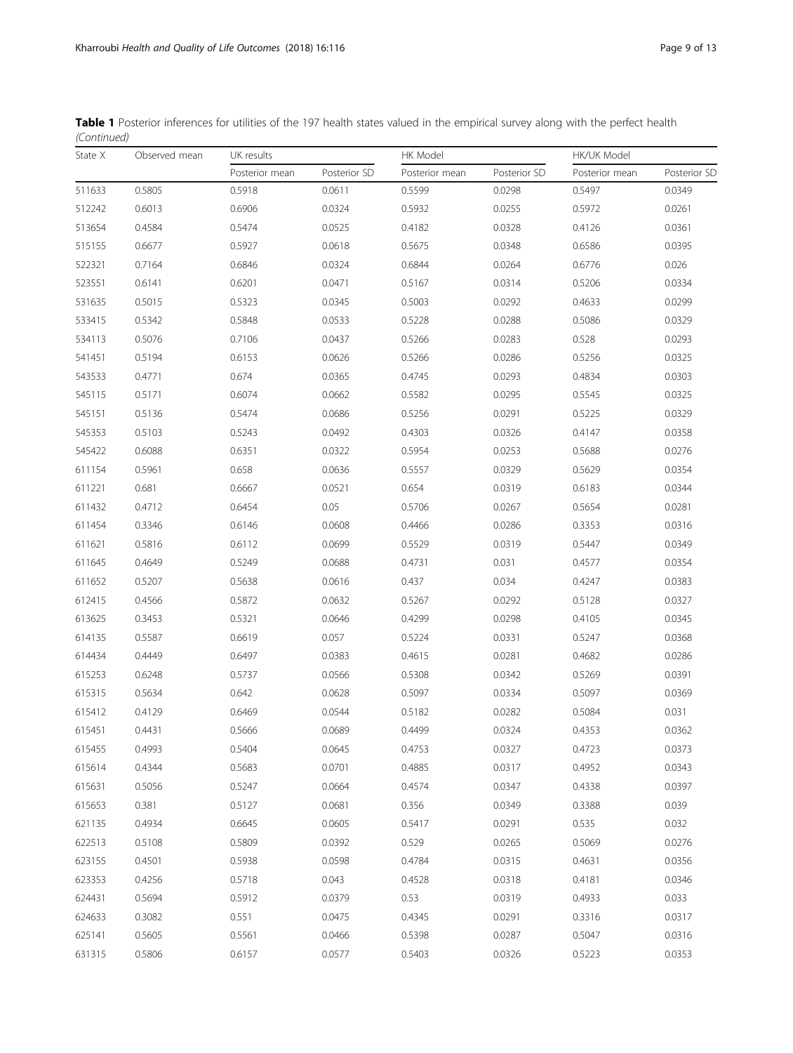**Table 1** Posterior inferences for utilities of the 197 health states valued in the empirical survey along with the perfect health *(Continued)*

| State X | Observed mean | UK results | | HK Model | | HK/UK Model | |
|---|---|---|---|---|---|---|---|
| | | Posterior mean | Posterior SD | Posterior mean | Posterior SD | Posterior mean | Posterior SD |
| 511633 | 0.5805 | 0.5918 | 0.0611 | 0.5599 | 0.0298 | 0.5497 | 0.0349 |
| 512242 | 0.6013 | 0.6906 | 0.0324 | 0.5932 | 0.0255 | 0.5972 | 0.0261 |
| 513654 | 0.4584 | 0.5474 | 0.0525 | 0.4182 | 0.0328 | 0.4126 | 0.0361 |
| 515155 | 0.6677 | 0.5927 | 0.0618 | 0.5675 | 0.0348 | 0.6586 | 0.0395 |
| 522321 | 0.7164 | 0.6846 | 0.0324 | 0.6844 | 0.0264 | 0.6776 | 0.026 |
| 523551 | 0.6141 | 0.6201 | 0.0471 | 0.5167 | 0.0314 | 0.5206 | 0.0334 |
| 531635 | 0.5015 | 0.5323 | 0.0345 | 0.5003 | 0.0292 | 0.4633 | 0.0299 |
| 533415 | 0.5342 | 0.5848 | 0.0533 | 0.5228 | 0.0288 | 0.5086 | 0.0329 |
| 534113 | 0.5076 | 0.7106 | 0.0437 | 0.5266 | 0.0283 | 0.528 | 0.0293 |
| 541451 | 0.5194 | 0.6153 | 0.0626 | 0.5266 | 0.0286 | 0.5256 | 0.0325 |
| 543533 | 0.4771 | 0.674 | 0.0365 | 0.4745 | 0.0293 | 0.4834 | 0.0303 |
| 545115 | 0.5171 | 0.6074 | 0.0662 | 0.5582 | 0.0295 | 0.5545 | 0.0325 |
| 545151 | 0.5136 | 0.5474 | 0.0686 | 0.5256 | 0.0291 | 0.5225 | 0.0329 |
| 545353 | 0.5103 | 0.5243 | 0.0492 | 0.4303 | 0.0326 | 0.4147 | 0.0358 |
| 545422 | 0.6088 | 0.6351 | 0.0322 | 0.5954 | 0.0253 | 0.5688 | 0.0276 |
| 611154 | 0.5961 | 0.658 | 0.0636 | 0.5557 | 0.0329 | 0.5629 | 0.0354 |
| 611221 | 0.681 | 0.6667 | 0.0521 | 0.654 | 0.0319 | 0.6183 | 0.0344 |
| 611432 | 0.4712 | 0.6454 | 0.05 | 0.5706 | 0.0267 | 0.5654 | 0.0281 |
| 611454 | 0.3346 | 0.6146 | 0.0608 | 0.4466 | 0.0286 | 0.3353 | 0.0316 |
| 611621 | 0.5816 | 0.6112 | 0.0699 | 0.5529 | 0.0319 | 0.5447 | 0.0349 |
| 611645 | 0.4649 | 0.5249 | 0.0688 | 0.4731 | 0.031 | 0.4577 | 0.0354 |
| 611652 | 0.5207 | 0.5638 | 0.0616 | 0.437 | 0.034 | 0.4247 | 0.0383 |
| 612415 | 0.4566 | 0.5872 | 0.0632 | 0.5267 | 0.0292 | 0.5128 | 0.0327 |
| 613625 | 0.3453 | 0.5321 | 0.0646 | 0.4299 | 0.0298 | 0.4105 | 0.0345 |
| 614135 | 0.5587 | 0.6619 | 0.057 | 0.5224 | 0.0331 | 0.5247 | 0.0368 |
| 614434 | 0.4449 | 0.6497 | 0.0383 | 0.4615 | 0.0281 | 0.4682 | 0.0286 |
| 615253 | 0.6248 | 0.5737 | 0.0566 | 0.5308 | 0.0342 | 0.5269 | 0.0391 |
| 615315 | 0.5634 | 0.642 | 0.0628 | 0.5097 | 0.0334 | 0.5097 | 0.0369 |
| 615412 | 0.4129 | 0.6469 | 0.0544 | 0.5182 | 0.0282 | 0.5084 | 0.031 |
| 615451 | 0.4431 | 0.5666 | 0.0689 | 0.4499 | 0.0324 | 0.4353 | 0.0362 |
| 615455 | 0.4993 | 0.5404 | 0.0645 | 0.4753 | 0.0327 | 0.4723 | 0.0373 |
| 615614 | 0.4344 | 0.5683 | 0.0701 | 0.4885 | 0.0317 | 0.4952 | 0.0343 |
| 615631 | 0.5056 | 0.5247 | 0.0664 | 0.4574 | 0.0347 | 0.4338 | 0.0397 |
| 615653 | 0.381 | 0.5127 | 0.0681 | 0.356 | 0.0349 | 0.3388 | 0.039 |
| 621135 | 0.4934 | 0.6645 | 0.0605 | 0.5417 | 0.0291 | 0.535 | 0.032 |
| 622513 | 0.5108 | 0.5809 | 0.0392 | 0.529 | 0.0265 | 0.5069 | 0.0276 |
| 623155 | 0.4501 | 0.5938 | 0.0598 | 0.4784 | 0.0315 | 0.4631 | 0.0356 |
| 623353 | 0.4256 | 0.5718 | 0.043 | 0.4528 | 0.0318 | 0.4181 | 0.0346 |
| 624431 | 0.5694 | 0.5912 | 0.0379 | 0.53 | 0.0319 | 0.4933 | 0.033 |
| 624633 | 0.3082 | 0.551 | 0.0475 | 0.4345 | 0.0291 | 0.3316 | 0.0317 |
| 625141 | 0.5605 | 0.5561 | 0.0466 | 0.5398 | 0.0287 | 0.5047 | 0.0316 |
| 631315 | 0.5806 | 0.6157 | 0.0577 | 0.5403 | 0.0326 | 0.5223 | 0.0353 |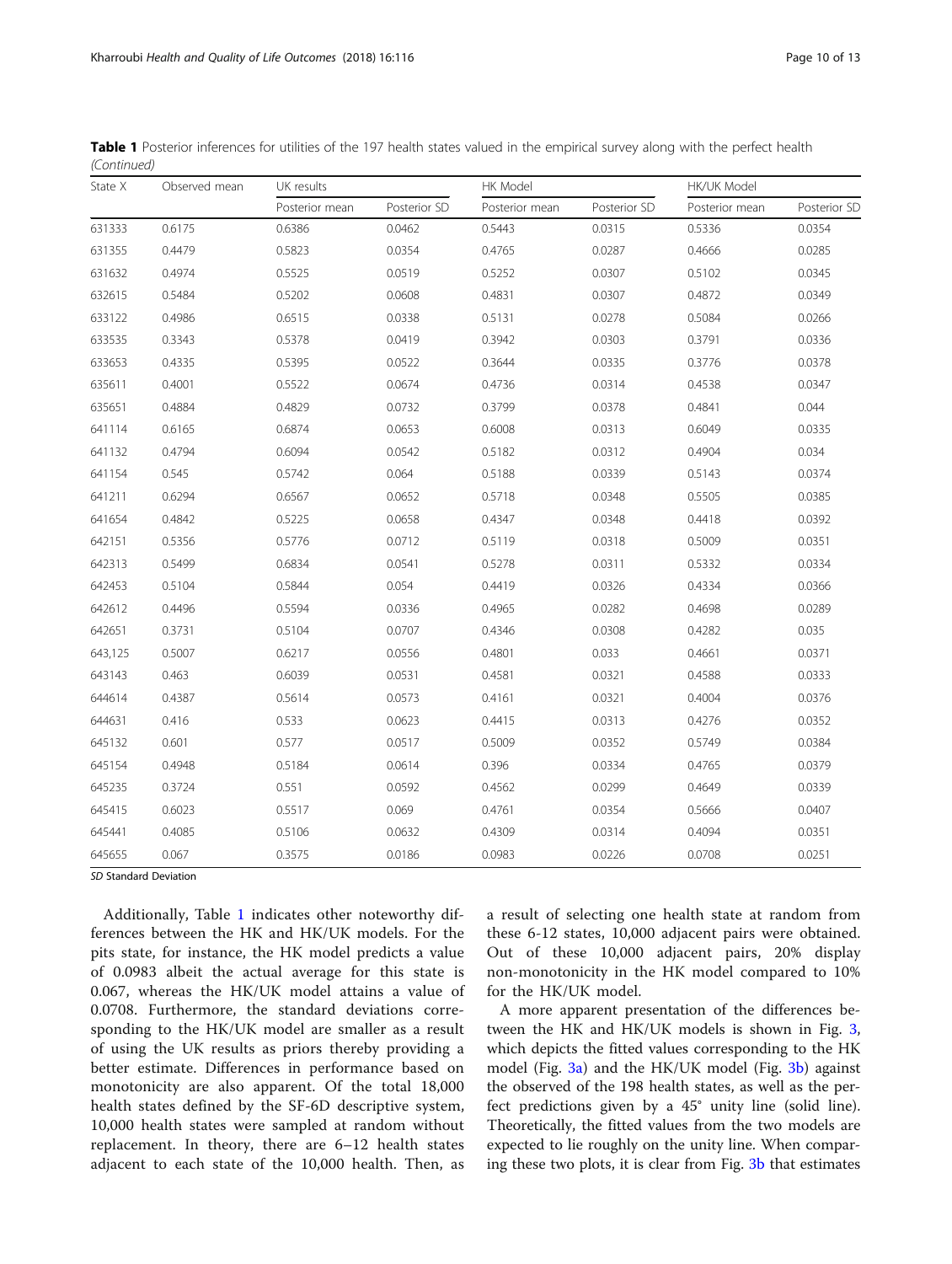**Table 1** Posterior inferences for utilities of the 197 health states valued in the empirical survey along with the perfect health *(Continued)*

| State X | Observed mean | UK results | | HK Model | | HK/UK Model | |
|---|---|---|---|---|---|---|---|
| | | Posterior mean | Posterior SD | Posterior mean | Posterior SD | Posterior mean | Posterior SD |
| 631333 | 0.6175 | 0.6386 | 0.0462 | 0.5443 | 0.0315 | 0.5336 | 0.0354 |
| 631355 | 0.4479 | 0.5823 | 0.0354 | 0.4765 | 0.0287 | 0.4666 | 0.0285 |
| 631632 | 0.4974 | 0.5525 | 0.0519 | 0.5252 | 0.0307 | 0.5102 | 0.0345 |
| 632615 | 0.5484 | 0.5202 | 0.0608 | 0.4831 | 0.0307 | 0.4872 | 0.0349 |
| 633122 | 0.4986 | 0.6515 | 0.0338 | 0.5131 | 0.0278 | 0.5084 | 0.0266 |
| 633535 | 0.3343 | 0.5378 | 0.0419 | 0.3942 | 0.0303 | 0.3791 | 0.0336 |
| 633653 | 0.4335 | 0.5395 | 0.0522 | 0.3644 | 0.0335 | 0.3776 | 0.0378 |
| 635611 | 0.4001 | 0.5522 | 0.0674 | 0.4736 | 0.0314 | 0.4538 | 0.0347 |
| 635651 | 0.4884 | 0.4829 | 0.0732 | 0.3799 | 0.0378 | 0.4841 | 0.044 |
| 641114 | 0.6165 | 0.6874 | 0.0653 | 0.6008 | 0.0313 | 0.6049 | 0.0335 |
| 641132 | 0.4794 | 0.6094 | 0.0542 | 0.5182 | 0.0312 | 0.4904 | 0.034 |
| 641154 | 0.545 | 0.5742 | 0.064 | 0.5188 | 0.0339 | 0.5143 | 0.0374 |
| 641211 | 0.6294 | 0.6567 | 0.0652 | 0.5718 | 0.0348 | 0.5505 | 0.0385 |
| 641654 | 0.4842 | 0.5225 | 0.0658 | 0.4347 | 0.0348 | 0.4418 | 0.0392 |
| 642151 | 0.5356 | 0.5776 | 0.0712 | 0.5119 | 0.0318 | 0.5009 | 0.0351 |
| 642313 | 0.5499 | 0.6834 | 0.0541 | 0.5278 | 0.0311 | 0.5332 | 0.0334 |
| 642453 | 0.5104 | 0.5844 | 0.054 | 0.4419 | 0.0326 | 0.4334 | 0.0366 |
| 642612 | 0.4496 | 0.5594 | 0.0336 | 0.4965 | 0.0282 | 0.4698 | 0.0289 |
| 642651 | 0.3731 | 0.5104 | 0.0707 | 0.4346 | 0.0308 | 0.4282 | 0.035 |
| 643,125 | 0.5007 | 0.6217 | 0.0556 | 0.4801 | 0.033 | 0.4661 | 0.0371 |
| 643143 | 0.463 | 0.6039 | 0.0531 | 0.4581 | 0.0321 | 0.4588 | 0.0333 |
| 644614 | 0.4387 | 0.5614 | 0.0573 | 0.4161 | 0.0321 | 0.4004 | 0.0376 |
| 644631 | 0.416 | 0.533 | 0.0623 | 0.4415 | 0.0313 | 0.4276 | 0.0352 |
| 645132 | 0.601 | 0.577 | 0.0517 | 0.5009 | 0.0352 | 0.5749 | 0.0384 |
| 645154 | 0.4948 | 0.5184 | 0.0614 | 0.396 | 0.0334 | 0.4765 | 0.0379 |
| 645235 | 0.3724 | 0.551 | 0.0592 | 0.4562 | 0.0299 | 0.4649 | 0.0339 |
| 645415 | 0.6023 | 0.5517 | 0.069 | 0.4761 | 0.0354 | 0.5666 | 0.0407 |
| 645441 | 0.4085 | 0.5106 | 0.0632 | 0.4309 | 0.0314 | 0.4094 | 0.0351 |
| 645655 | 0.067 | 0.3575 | 0.0186 | 0.0983 | 0.0226 | 0.0708 | 0.0251 |

*SD* Standard Deviation

Additionally, Table 1 indicates other noteworthy differences between the HK and HK/UK models. For the pits state, for instance, the HK model predicts a value of 0.0983 albeit the actual average for this state is 0.067, whereas the HK/UK model attains a value of 0.0708. Furthermore, the standard deviations corresponding to the HK/UK model are smaller as a result of using the UK results as priors thereby providing a better estimate. Differences in performance based on monotonicity are also apparent. Of the total 18,000 health states defined by the SF-6D descriptive system, 10,000 health states were sampled at random without replacement. In theory, there are 6–12 health states adjacent to each state of the 10,000 health. Then, as a result of selecting one health state at random from these 6-12 states, 10,000 adjacent pairs were obtained. Out of these 10,000 adjacent pairs, 20% display non-monotonicity in the HK model compared to 10% for the HK/UK model.

A more apparent presentation of the differences between the HK and HK/UK models is shown in Fig. 3, which depicts the fitted values corresponding to the HK model (Fig. 3a) and the HK/UK model (Fig. 3b) against the observed of the 198 health states, as well as the perfect predictions given by a 45° unity line (solid line). Theoretically, the fitted values from the two models are expected to lie roughly on the unity line. When comparing these two plots, it is clear from Fig. 3b that estimates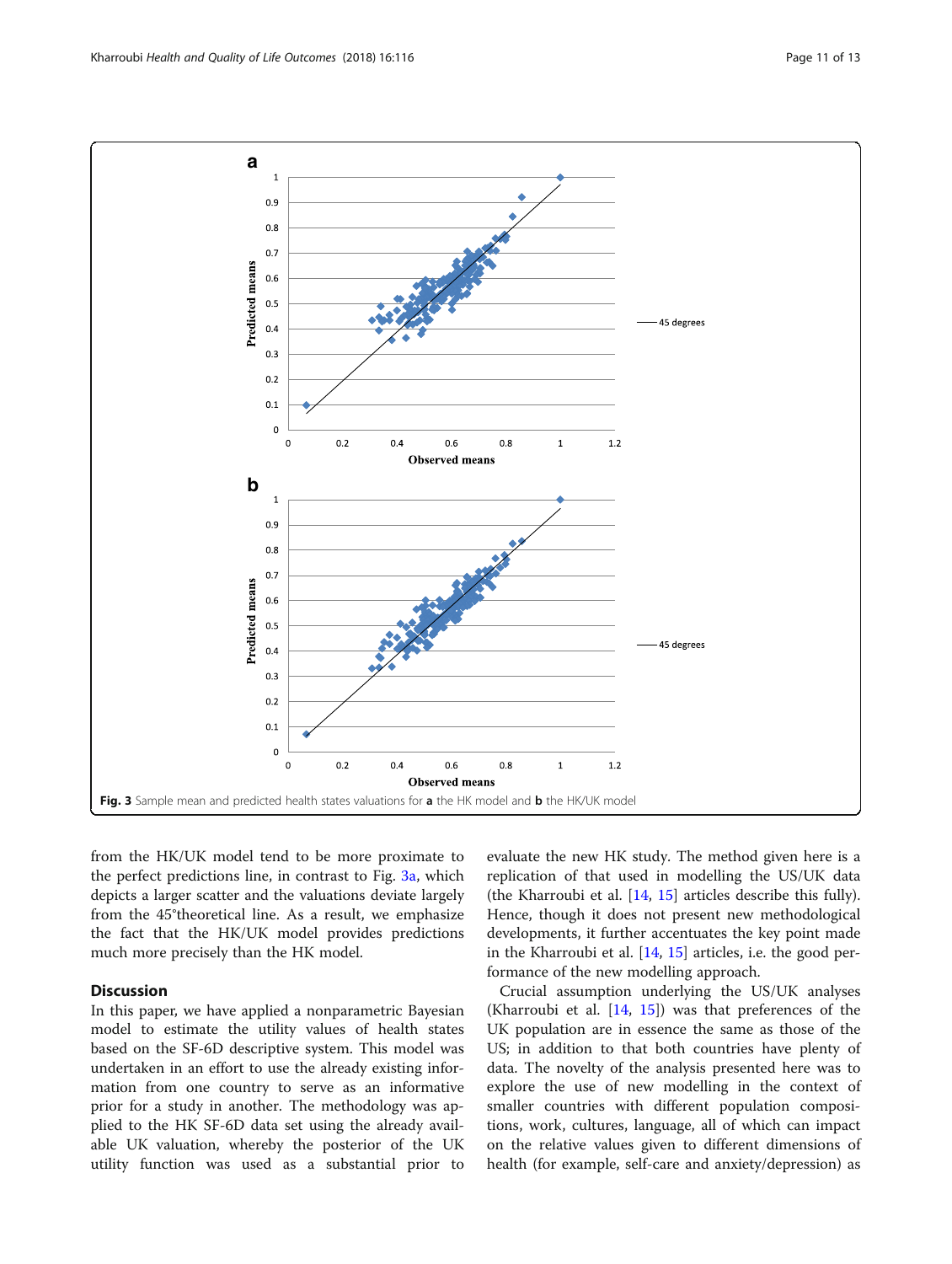Fig. 3 Sample mean and predicted health states valuations for **a** the HK model and **b** the HK/UK model

from the HK/UK model tend to be more proximate to the perfect predictions line, in contrast to Fig. 3a, which depicts a larger scatter and the valuations deviate largely from the 45°theoretical line. As a result, we emphasize the fact that the HK/UK model provides predictions much more precisely than the HK model.

## Discussion

In this paper, we have applied a nonparametric Bayesian model to estimate the utility values of health states based on the SF-6D descriptive system. This model was undertaken in an effort to use the already existing information from one country to serve as an informative prior for a study in another. The methodology was applied to the HK SF-6D data set using the already available UK valuation, whereby the posterior of the UK utility function was used as a substantial prior to evaluate the new HK study. The method given here is a replication of that used in modelling the US/UK data (the Kharroubi et al. [14, 15] articles describe this fully). Hence, though it does not present new methodological developments, it further accentuates the key point made in the Kharroubi et al. [14, 15] articles, i.e. the good performance of the new modelling approach.

Crucial assumption underlying the US/UK analyses (Kharroubi et al. [14, 15]) was that preferences of the UK population are in essence the same as those of the US; in addition to that both countries have plenty of data. The novelty of the analysis presented here was to explore the use of new modelling in the context of smaller countries with different population compositions, work, cultures, language, all of which can impact on the relative values given to different dimensions of health (for example, self-care and anxiety/depression) as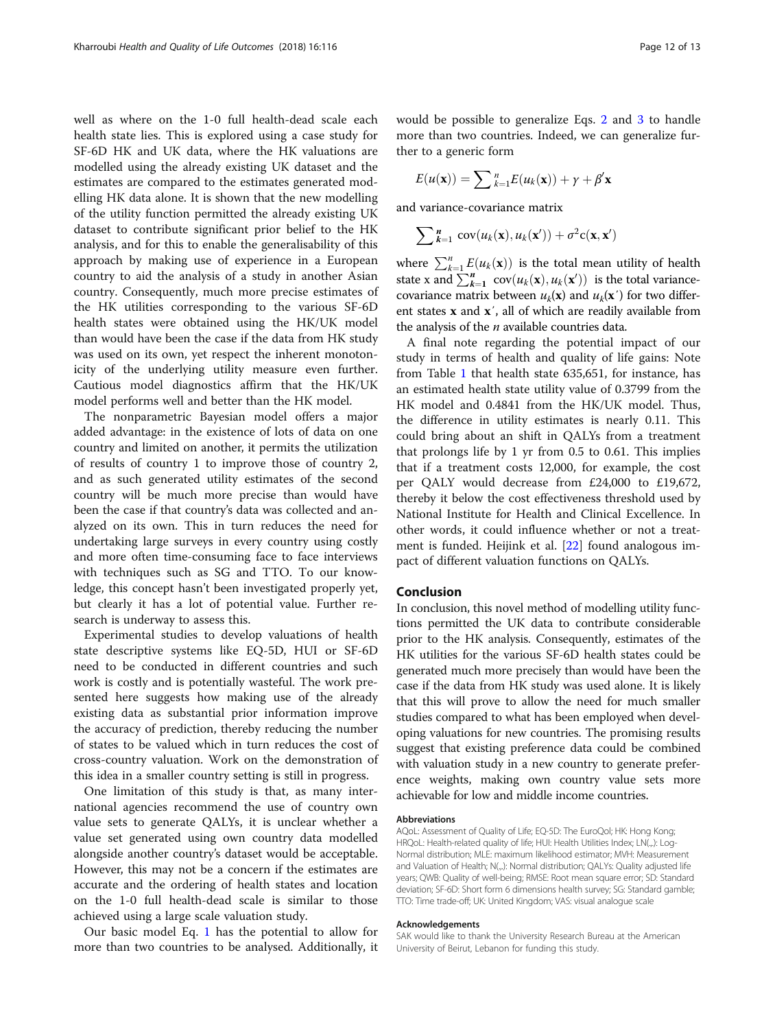well as where on the 1-0 full health-dead scale each health state lies. This is explored using a case study for SF-6D HK and UK data, where the HK valuations are modelled using the already existing UK dataset and the estimates are compared to the estimates generated modelling HK data alone. It is shown that the new modelling of the utility function permitted the already existing UK dataset to contribute significant prior belief to the HK analysis, and for this to enable the generalisability of this approach by making use of experience in a European country to aid the analysis of a study in another Asian country. Consequently, much more precise estimates of the HK utilities corresponding to the various SF-6D health states were obtained using the HK/UK model than would have been the case if the data from HK study was used on its own, yet respect the inherent monotonicity of the underlying utility measure even further. Cautious model diagnostics affirm that the HK/UK model performs well and better than the HK model.

The nonparametric Bayesian model offers a major added advantage: in the existence of lots of data on one country and limited on another, it permits the utilization of results of country 1 to improve those of country 2, and as such generated utility estimates of the second country will be much more precise than would have been the case if that country's data was collected and analyzed on its own. This in turn reduces the need for undertaking large surveys in every country using costly and more often time-consuming face to face interviews with techniques such as SG and TTO. To our knowledge, this concept hasn't been investigated properly yet, but clearly it has a lot of potential value. Further research is underway to assess this.

Experimental studies to develop valuations of health state descriptive systems like EQ-5D, HUI or SF-6D need to be conducted in different countries and such work is costly and is potentially wasteful. The work presented here suggests how making use of the already existing data as substantial prior information improve the accuracy of prediction, thereby reducing the number of states to be valued which in turn reduces the cost of cross-country valuation. Work on the demonstration of this idea in a smaller country setting is still in progress.

One limitation of this study is that, as many international agencies recommend the use of country own value sets to generate QALYs, it is unclear whether a value set generated using own country data modelled alongside another country's dataset would be acceptable. However, this may not be a concern if the estimates are accurate and the ordering of health states and location on the 1-0 full health-dead scale is similar to those achieved using a large scale valuation study.

Our basic model Eq. 1 has the potential to allow for more than two countries to be analysed. Additionally, it would be possible to generalize Eqs. 2 and 3 to handle more than two countries. Indeed, we can generalize further to a generic form

$$E(u(\mathbf{x})) = \sum\nolimits_{k=1}^{n} E(u_k(\mathbf{x})) + \gamma + \beta'\mathbf{x}$$

and variance-covariance matrix

$$\sum\nolimits_{k=1}^{n} \operatorname{cov}(u_k(\mathbf{x}), u_k(\mathbf{x}')) + \sigma^2 c(\mathbf{x}, \mathbf{x}')$$

where $\sum_{k=1}^{n} E(u_k(\mathbf{x}))$ is the total mean utility of health state x and $\sum_{k=1}^{n} \operatorname{cov}(u_k(\mathbf{x}), u_k(\mathbf{x}'))$ is the total variance-covariance matrix between $u_k(\mathbf{x})$ and $u_k(\mathbf{x}')$ for two different states $\mathbf{x}$ and $\mathbf{x}'$, all of which are readily available from the analysis of the $n$ available countries data.

A final note regarding the potential impact of our study in terms of health and quality of life gains: Note from Table 1 that health state 635,651, for instance, has an estimated health state utility value of 0.3799 from the HK model and 0.4841 from the HK/UK model. Thus, the difference in utility estimates is nearly 0.11. This could bring about an shift in QALYs from a treatment that prolongs life by 1 yr from 0.5 to 0.61. This implies that if a treatment costs 12,000, for example, the cost per QALY would decrease from £24,000 to £19,672, thereby it below the cost effectiveness threshold used by National Institute for Health and Clinical Excellence. In other words, it could influence whether or not a treatment is funded. Heijink et al. [22] found analogous impact of different valuation functions on QALYs.

## Conclusion

In conclusion, this novel method of modelling utility functions permitted the UK data to contribute considerable prior to the HK analysis. Consequently, estimates of the HK utilities for the various SF-6D health states could be generated much more precisely than would have been the case if the data from HK study was used alone. It is likely that this will prove to allow the need for much smaller studies compared to what has been employed when developing valuations for new countries. The promising results suggest that existing preference data could be combined with valuation study in a new country to generate preference weights, making own country value sets more achievable for low and middle income countries.

### Abbreviations

AQoL: Assessment of Quality of Life; EQ-5D: The EuroQol; HK: Hong Kong; HRQoL: Health-related quality of life; HUI: Health Utilities Index; LN(.,.): Log-Normal distribution; MLE: maximum likelihood estimator; MVH: Measurement and Valuation of Health; N(.,.): Normal distribution; QALYs: Quality adjusted life years; QWB: Quality of well-being; RMSE: Root mean square error; SD: Standard deviation; SF-6D: Short form 6 dimensions health survey; SG: Standard gamble; TTO: Time trade-off; UK: United Kingdom; VAS: visual analogue scale

### Acknowledgements

SAK would like to thank the University Research Bureau at the American University of Beirut, Lebanon for funding this study.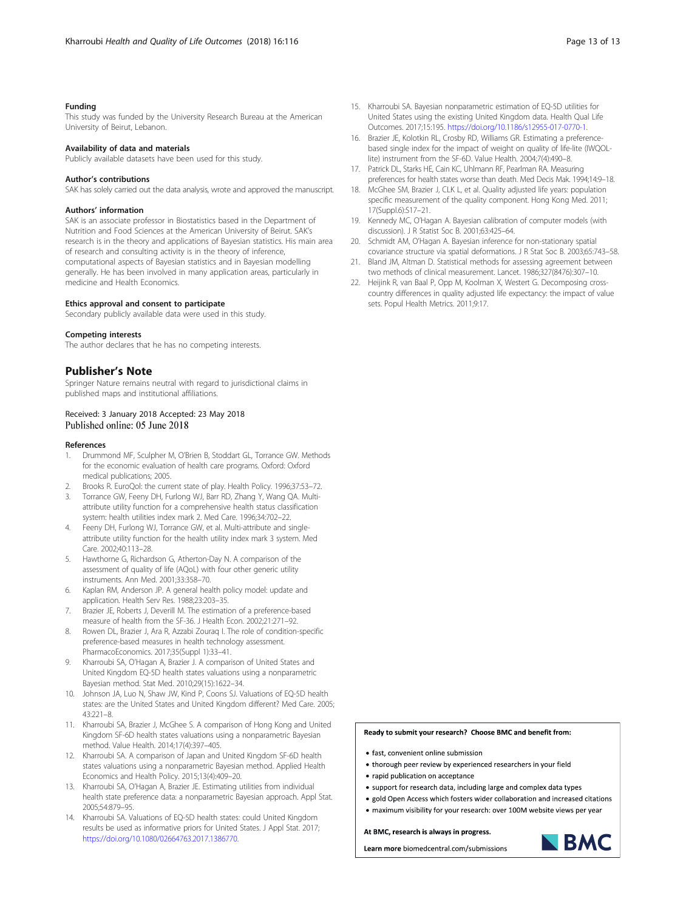#### Funding
This study was funded by the University Research Bureau at the American University of Beirut, Lebanon.

#### Availability of data and materials
Publicly available datasets have been used for this study.

#### Author's contributions
SAK has solely carried out the data analysis, wrote and approved the manuscript.

#### Authors' information
SAK is an associate professor in Biostatistics based in the Department of Nutrition and Food Sciences at the American University of Beirut. SAK's research is in the theory and applications of Bayesian statistics. His main area of research and consulting activity is in the theory of inference, computational aspects of Bayesian statistics and in Bayesian modelling generally. He has been involved in many application areas, particularly in medicine and Health Economics.

#### Ethics approval and consent to participate
Secondary publicly available data were used in this study.

#### Competing interests
The author declares that he has no competing interests.

## Publisher's Note
Springer Nature remains neutral with regard to jurisdictional claims in published maps and institutional affiliations.

Received: 3 January 2018 Accepted: 23 May 2018
Published online: 05 June 2018

#### References
1. Drummond MF, Sculpher M, O'Brien B, Stoddart GL, Torrance GW. Methods for the economic evaluation of health care programs. Oxford: Oxford medical publications; 2005.
2. Brooks R. EuroQol: the current state of play. Health Policy. 1996;37:53–72.
3. Torrance GW, Feeny DH, Furlong WJ, Barr RD, Zhang Y, Wang QA. Multi-attribute utility function for a comprehensive health status classification system: health utilities index mark 2. Med Care. 1996;34:702–22.
4. Feeny DH, Furlong WJ, Torrance GW, et al. Multi-attribute and single-attribute utility function for the health utility index mark 3 system. Med Care. 2002;40:113–28.
5. Hawthorne G, Richardson G, Atherton-Day N. A comparison of the assessment of quality of life (AQoL) with four other generic utility instruments. Ann Med. 2001;33:358–70.
6. Kaplan RM, Anderson JP. A general health policy model: update and application. Health Serv Res. 1988;23:203–35.
7. Brazier JE, Roberts J, Deverill M. The estimation of a preference-based measure of health from the SF-36. J Health Econ. 2002;21:271–92.
8. Rowen DL, Brazier J, Ara R, Azzabi Zouraq I. The role of condition-specific preference-based measures in health technology assessment. PharmacoEconomics. 2017;35(Suppl 1):33–41.
9. Kharroubi SA, O'Hagan A, Brazier J. A comparison of United States and United Kingdom EQ-5D health states valuations using a nonparametric Bayesian method. Stat Med. 2010;29(15):1622–34.
10. Johnson JA, Luo N, Shaw JW, Kind P, Coons SJ. Valuations of EQ-5D health states: are the United States and United Kingdom different? Med Care. 2005;43:221–8.
11. Kharroubi SA, Brazier J, McGhee S. A comparison of Hong Kong and United Kingdom SF-6D health states valuations using a nonparametric Bayesian method. Value Health. 2014;17(4):397–405.
12. Kharroubi SA. A comparison of Japan and United Kingdom SF-6D health states valuations using a nonparametric Bayesian method. Applied Health Economics and Health Policy. 2015;13(4):409–20.
13. Kharroubi SA, O'Hagan A, Brazier JE. Estimating utilities from individual health state preference data: a nonparametric Bayesian approach. Appl Stat. 2005;54:879–95.
14. Kharroubi SA. Valuations of EQ-5D health states: could United Kingdom results be used as informative priors for United States. J Appl Stat. 2017; https://doi.org/10.1080/02664763.2017.1386770.
15. Kharroubi SA. Bayesian nonparametric estimation of EQ-5D utilities for United States using the existing United Kingdom data. Health Qual Life Outcomes. 2017;15:195. https://doi.org/10.1186/s12955-017-0770-1.
16. Brazier JE, Kolotkin RL, Crosby RD, Williams GR. Estimating a preference-based single index for the impact of weight on quality of life-lite (IWQOL-lite) instrument from the SF-6D. Value Health. 2004;7(4):490–8.
17. Patrick DL, Starks HE, Cain KC, Uhlmann RF, Pearlman RA. Measuring preferences for health states worse than death. Med Decis Mak. 1994;14:9–18.
18. McGhee SM, Brazier J, CLK L, et al. Quality adjusted life years: population specific measurement of the quality component. Hong Kong Med. 2011; 17(Suppl.6):S17–21.
19. Kennedy MC, O'Hagan A. Bayesian calibration of computer models (with discussion). J R Statist Soc B. 2001;63:425–64.
20. Schmidt AM, O'Hagan A. Bayesian inference for non-stationary spatial covariance structure via spatial deformations. J R Stat Soc B. 2003;65:743–58.
21. Bland JM, Altman D. Statistical methods for assessing agreement between two methods of clinical measurement. Lancet. 1986;327(8476):307–10.
22. Heijink R, van Baal P, Opp M, Koolman X, Westert G. Decomposing cross-country differences in quality adjusted life expectancy: the impact of value sets. Popul Health Metrics. 2011;9:17.

**Ready to submit your research? Choose BMC and benefit from:**

- fast, convenient online submission
- thorough peer review by experienced researchers in your field
- rapid publication on acceptance
- support for research data, including large and complex data types
- gold Open Access which fosters wider collaboration and increased citations
- maximum visibility for your research: over 100M website views per year

**At BMC, research is always in progress.**

**Learn more** biomedcentral.com/submissions

BMC